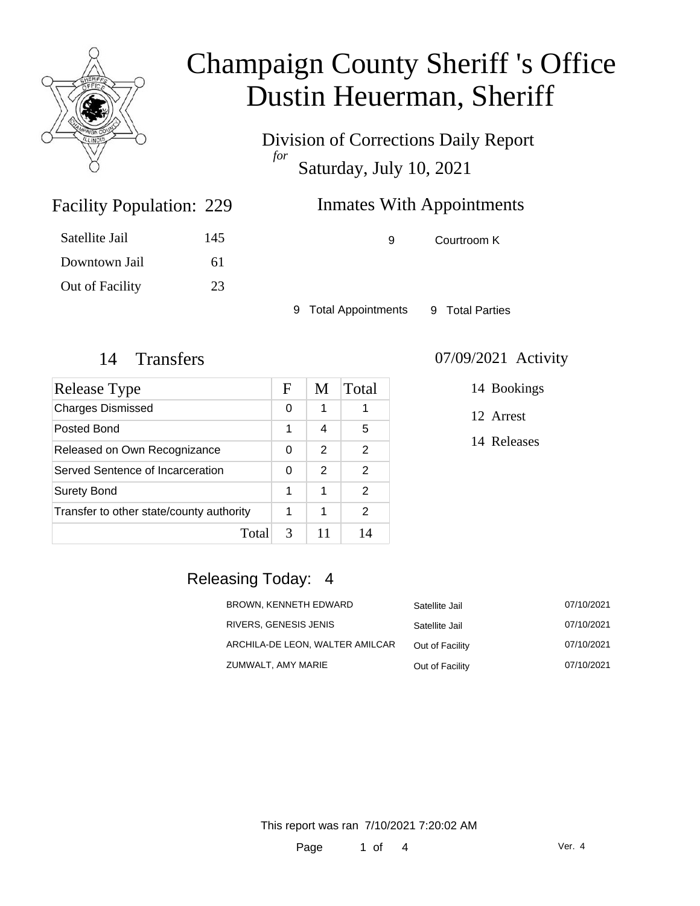# Champaign County Sheriff 's Office
# Dustin Heuerman, Sheriff

Division of Corrections Daily Report
*for*
Saturday, July 10, 2021

## Facility Population: 229

| | |
|---|---|
| Satellite Jail | 145 |
| Downtown Jail | 61 |
| Out of Facility | 23 |

## Inmates With Appointments

| | |
|---|---|
| 9 | Courtroom K |

9 Total Appointments 9 Total Parties

## 14 Transfers

| Release Type | F | M | Total |
|---|---|---|---|
| Charges Dismissed | 0 | 1 | 1 |
| Posted Bond | 1 | 4 | 5 |
| Released on Own Recognizance | 0 | 2 | 2 |
| Served Sentence of Incarceration | 0 | 2 | 2 |
| Surety Bond | 1 | 1 | 2 |
| Transfer to other state/county authority | 1 | 1 | 2 |
| Total | 3 | 11 | 14 |

## 07/09/2021 Activity

14 Bookings

12 Arrest

14 Releases

## Releasing Today: 4

| | | |
|---|---|---|
| BROWN, KENNETH EDWARD | Satellite Jail | 07/10/2021 |
| RIVERS, GENESIS JENIS | Satellite Jail | 07/10/2021 |
| ARCHILA-DE LEON, WALTER AMILCAR | Out of Facility | 07/10/2021 |
| ZUMWALT, AMY MARIE | Out of Facility | 07/10/2021 |

This report was ran 7/10/2021 7:20:02 AM

Ver. 4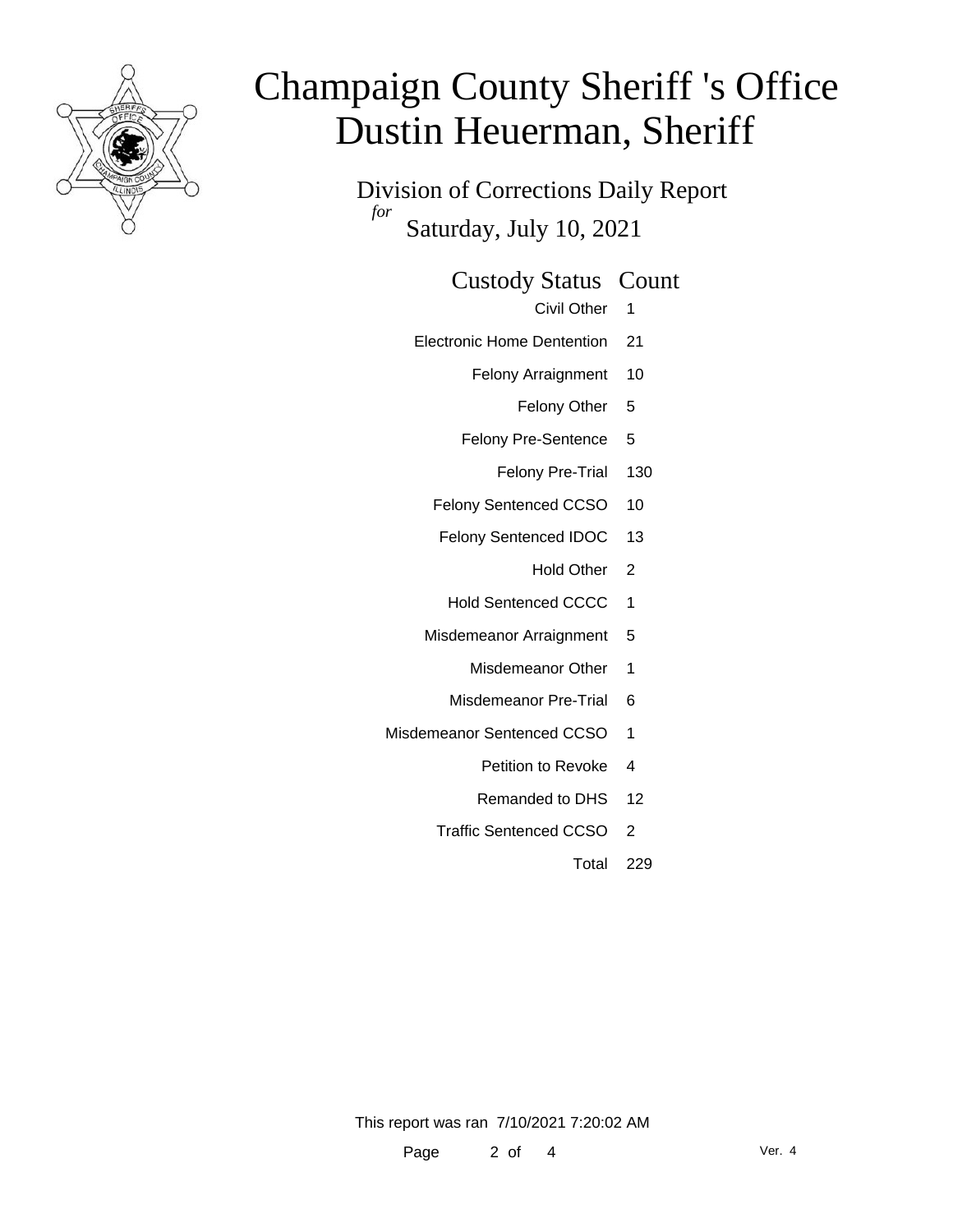# Champaign County Sheriff 's Office
# Dustin Heuerman, Sheriff

Division of Corrections Daily Report

*for* Saturday, July 10, 2021

| Custody Status | Count |
|---|---|
| Civil Other | 1 |
| Electronic Home Dentention | 21 |
| Felony Arraignment | 10 |
| Felony Other | 5 |
| Felony Pre-Sentence | 5 |
| Felony Pre-Trial | 130 |
| Felony Sentenced CCSO | 10 |
| Felony Sentenced IDOC | 13 |
| Hold Other | 2 |
| Hold Sentenced CCCC | 1 |
| Misdemeanor Arraignment | 5 |
| Misdemeanor Other | 1 |
| Misdemeanor Pre-Trial | 6 |
| Misdemeanor Sentenced CCSO | 1 |
| Petition to Revoke | 4 |
| Remanded to DHS | 12 |
| Traffic Sentenced CCSO | 2 |
| Total | 229 |

This report was ran 7/10/2021 7:20:02 AM

Ver. 4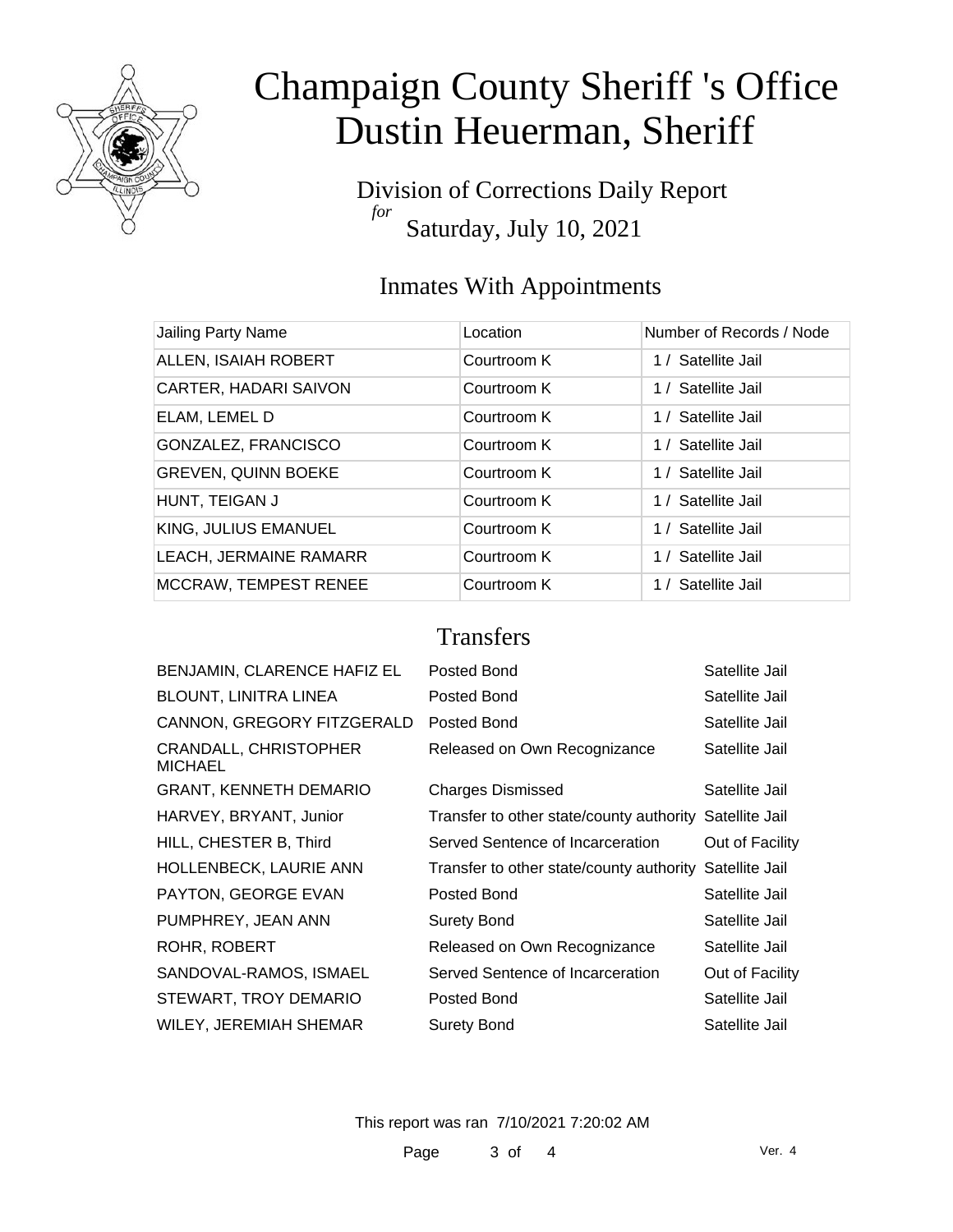# Champaign County Sheriff 's Office
# Dustin Heuerman, Sheriff

Division of Corrections Daily Report
*for*
Saturday, July 10, 2021

## Inmates With Appointments

| Jailing Party Name | Location | Number of Records / Node |
| --- | --- | --- |
| ALLEN, ISAIAH ROBERT | Courtroom K | 1 / Satellite Jail |
| CARTER, HADARI SAIVON | Courtroom K | 1 / Satellite Jail |
| ELAM, LEMEL D | Courtroom K | 1 / Satellite Jail |
| GONZALEZ, FRANCISCO | Courtroom K | 1 / Satellite Jail |
| GREVEN, QUINN BOEKE | Courtroom K | 1 / Satellite Jail |
| HUNT, TEIGAN J | Courtroom K | 1 / Satellite Jail |
| KING, JULIUS EMANUEL | Courtroom K | 1 / Satellite Jail |
| LEACH, JERMAINE RAMARR | Courtroom K | 1 / Satellite Jail |
| MCCRAW, TEMPEST RENEE | Courtroom K | 1 / Satellite Jail |

## Transfers

| | | |
| --- | --- | --- |
| BENJAMIN, CLARENCE HAFIZ EL | Posted Bond | Satellite Jail |
| BLOUNT, LINITRA LINEA | Posted Bond | Satellite Jail |
| CANNON, GREGORY FITZGERALD | Posted Bond | Satellite Jail |
| CRANDALL, CHRISTOPHER MICHAEL | Released on Own Recognizance | Satellite Jail |
| GRANT, KENNETH DEMARIO | Charges Dismissed | Satellite Jail |
| HARVEY, BRYANT, Junior | Transfer to other state/county authority | Satellite Jail |
| HILL, CHESTER B, Third | Served Sentence of Incarceration | Out of Facility |
| HOLLENBECK, LAURIE ANN | Transfer to other state/county authority | Satellite Jail |
| PAYTON, GEORGE EVAN | Posted Bond | Satellite Jail |
| PUMPHREY, JEAN ANN | Surety Bond | Satellite Jail |
| ROHR, ROBERT | Released on Own Recognizance | Satellite Jail |
| SANDOVAL-RAMOS, ISMAEL | Served Sentence of Incarceration | Out of Facility |
| STEWART, TROY DEMARIO | Posted Bond | Satellite Jail |
| WILEY, JEREMIAH SHEMAR | Surety Bond | Satellite Jail |

This report was ran 7/10/2021 7:20:02 AM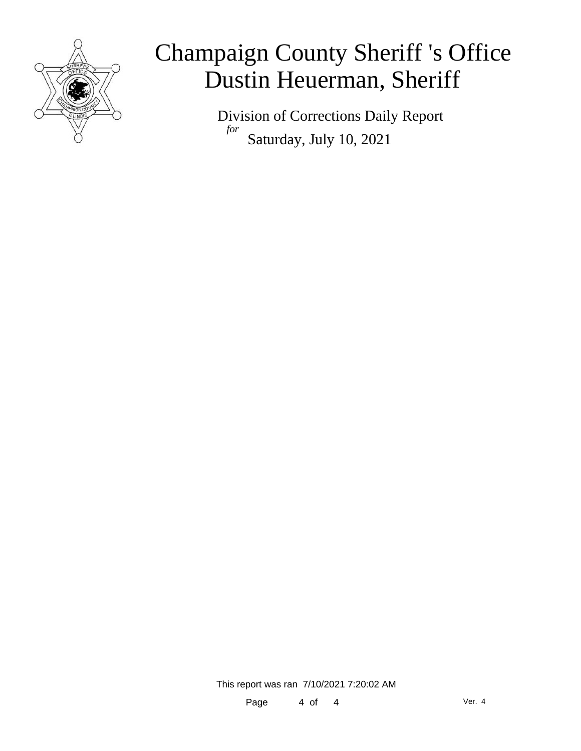# Champaign County Sheriff 's Office
# Dustin Heuerman, Sheriff

Division of Corrections Daily Report

*for* Saturday, July 10, 2021

This report was ran 7/10/2021 7:20:02 AM

Ver. 4